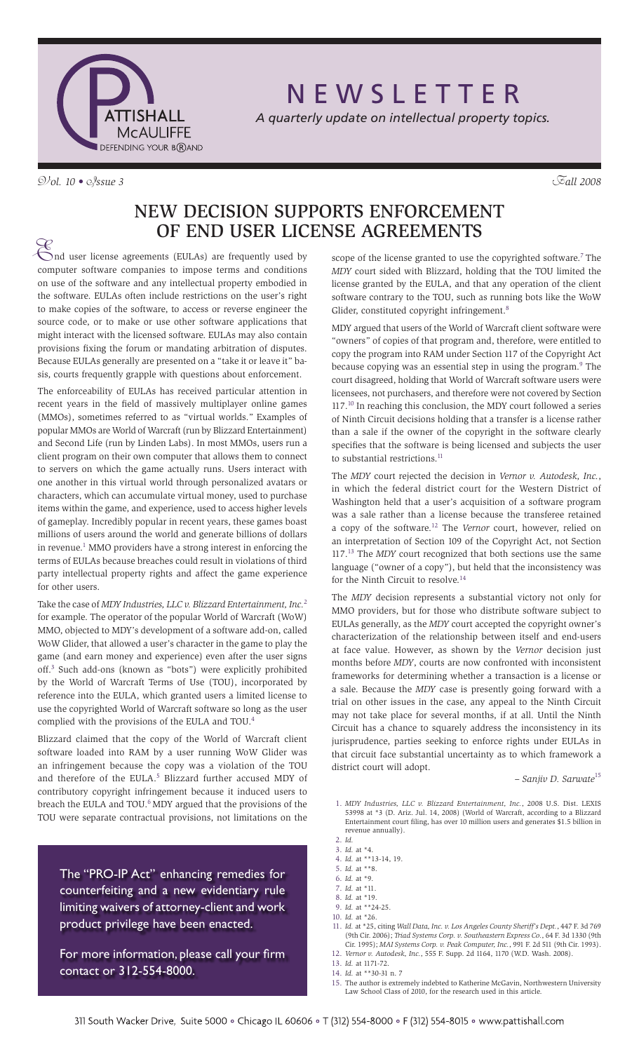# NEWSLETTER

*A quarterly update on intellectual property topics.*

*Vol. 10 • Issue 3* *Fall 2008*

## NEW DECISION SUPPORTS ENFORCEMENT OF END USER LICENSE AGREEMENTS

End user license agreements (EULAs) are frequently used by computer software companies to impose terms and conditions on use of the software and any intellectual property embodied in the software. EULAs often include restrictions on the user's right to make copies of the software, to access or reverse engineer the source code, or to make or use other software applications that might interact with the licensed software. EULAs may also contain provisions fixing the forum or mandating arbitration of disputes. Because EULAs generally are presented on a "take it or leave it" basis, courts frequently grapple with questions about enforcement.

The enforceability of EULAs has received particular attention in recent years in the field of massively multiplayer online games (MMOs), sometimes referred to as "virtual worlds." Examples of popular MMOs are World of Warcraft (run by Blizzard Entertainment) and Second Life (run by Linden Labs). In most MMOs, users run a client program on their own computer that allows them to connect to servers on which the game actually runs. Users interact with one another in this virtual world through personalized avatars or characters, which can accumulate virtual money, used to purchase items within the game, and experience, used to access higher levels of gameplay. Incredibly popular in recent years, these games boast millions of users around the world and generate billions of dollars in revenue.[1] MMO providers have a strong interest in enforcing the terms of EULAs because breaches could result in violations of third party intellectual property rights and affect the game experience for other users.

Take the case of *MDY Industries, LLC v. Blizzard Entertainment, Inc.*[2] for example. The operator of the popular World of Warcraft (WoW) MMO, objected to MDY's development of a software add-on, called WoW Glider, that allowed a user's character in the game to play the game (and earn money and experience) even after the user signs off.[3] Such add-ons (known as "bots") were explicitly prohibited by the World of Warcraft Terms of Use (TOU), incorporated by reference into the EULA, which granted users a limited license to use the copyrighted World of Warcraft software so long as the user complied with the provisions of the EULA and TOU.[4]

Blizzard claimed that the copy of the World of Warcraft client software loaded into RAM by a user running WoW Glider was an infringement because the copy was a violation of the TOU and therefore of the EULA.[5] Blizzard further accused MDY of contributory copyright infringement because it induced users to breach the EULA and TOU.[6] MDY argued that the provisions of the TOU were separate contractual provisions, not limitations on the scope of the license granted to use the copyrighted software.[7] The *MDY* court sided with Blizzard, holding that the TOU limited the license granted by the EULA, and that any operation of the client software contrary to the TOU, such as running bots like the WoW Glider, constituted copyright infringement.[8]

MDY argued that users of the World of Warcraft client software were "owners" of copies of that program and, therefore, were entitled to copy the program into RAM under Section 117 of the Copyright Act because copying was an essential step in using the program.[9] The court disagreed, holding that World of Warcraft software users were licensees, not purchasers, and therefore were not covered by Section 117.[10] In reaching this conclusion, the MDY court followed a series of Ninth Circuit decisions holding that a transfer is a license rather than a sale if the owner of the copyright in the software clearly specifies that the software is being licensed and subjects the user to substantial restrictions.[11]

The *MDY* court rejected the decision in *Vernor v. Autodesk, Inc.*, in which the federal district court for the Western District of Washington held that a user's acquisition of a software program was a sale rather than a license because the transferee retained a copy of the software.[12] The *Vernor* court, however, relied on an interpretation of Section 109 of the Copyright Act, not Section 117.[13] The *MDY* court recognized that both sections use the same language ("owner of a copy"), but held that the inconsistency was for the Ninth Circuit to resolve.[14]

The *MDY* decision represents a substantial victory not only for MMO providers, but for those who distribute software subject to EULAs generally, as the *MDY* court accepted the copyright owner's characterization of the relationship between itself and end-users at face value. However, as shown by the *Vernor* decision just months before *MDY*, courts are now confronted with inconsistent frameworks for determining whether a transaction is a license or a sale. Because the *MDY* case is presently going forward with a trial on other issues in the case, any appeal to the Ninth Circuit may not take place for several months, if at all. Until the Ninth Circuit has a chance to squarely address the inconsistency in its jurisprudence, parties seeking to enforce rights under EULAs in that circuit face substantial uncertainty as to which framework a district court will adopt.

*– Sanjiv D. Sarwate*[15]

1. *MDY Industries, LLC v. Blizzard Entertainment, Inc.*, 2008 U.S. Dist. LEXIS 53998 at *3 (D. Ariz. Jul. 14, 2008) (World of Warcraft, according to a Blizzard Entertainment court filing, has over 10 million users and generates $1.5 billion in revenue annually).
2. *Id.*
3. *Id.* at *4.
4. *Id.* at **13-14, 19.
5. *Id.* at **8.
6. *Id.* at *9.
7. *Id.* at *11.
8. *Id.* at *19.
9. *Id.* at **24-25.
10. *Id.* at *26.
11. *Id.* at *25, citing *Wall Data, Inc. v. Los Angeles County Sheriff's Dept.*, 447 F. 3d 769 (9th Cir. 2006); *Triad Systems Corp. v. Southeastern Express Co.*, 64 F. 3d 1330 (9th Cir. 1995); *MAI Systems Corp. v. Peak Computer, Inc.*, 991 F. 2d 511 (9th Cir. 1993).
12. *Vernor v. Autodesk, Inc.*, 555 F. Supp. 2d 1164, 1170 (W.D. Wash. 2008).
13. *Id.* at 1171-72.
14. *Id.* at **30-31 n. 7
15. The author is extremely indebted to Katherine McGavin, Northwestern University Law School Class of 2010, for the research used in this article.

The "PRO-IP Act" enhancing remedies for counterfeiting and a new evidentiary rule limiting waivers of attorney-client and work product privilege have been enacted.

For more information, please call your firm contact or 312-554-8000.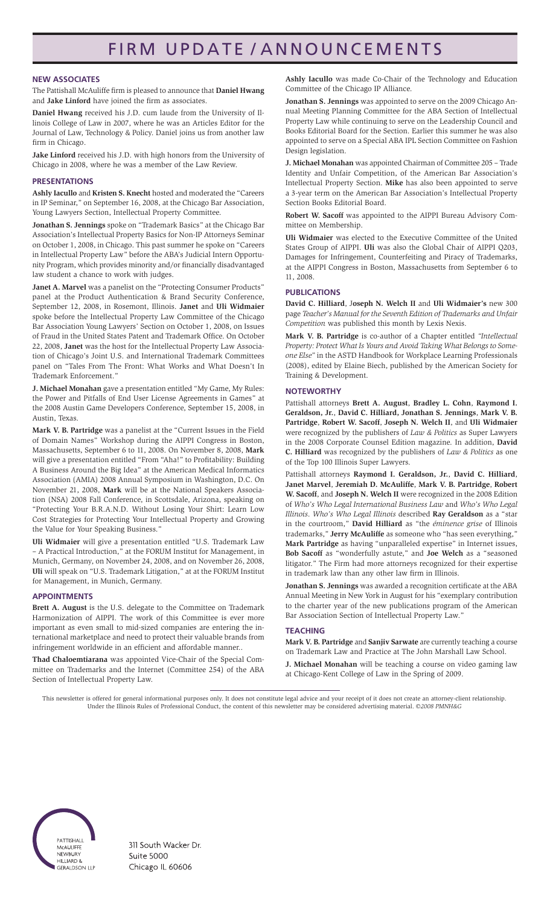# FIRM UPDATE / ANNOUNCEMENTS

## NEW ASSOCIATES

The Pattishall McAuliffe firm is pleased to announce that **Daniel Hwang** and **Jake Linford** have joined the firm as associates.

**Daniel Hwang** received his J.D. cum laude from the University of Illinois College of Law in 2007, where he was an Articles Editor for the Journal of Law, Technology & Policy. Daniel joins us from another law firm in Chicago.

**Jake Linford** received his J.D. with high honors from the University of Chicago in 2008, where he was a member of the Law Review.

## PRESENTATIONS

**Ashly Iacullo** and **Kristen S. Knecht** hosted and moderated the "Careers in IP Seminar," on September 16, 2008, at the Chicago Bar Association, Young Lawyers Section, Intellectual Property Committee.

**Jonathan S. Jennings** spoke on "Trademark Basics" at the Chicago Bar Association's Intellectual Property Basics for Non-IP Attorneys Seminar on October 1, 2008, in Chicago. This past summer he spoke on "Careers in Intellectual Property Law" before the ABA's Judicial Intern Opportunity Program, which provides minority and/or financially disadvantaged law student a chance to work with judges.

**Janet A. Marvel** was a panelist on the "Protecting Consumer Products" panel at the Product Authentication & Brand Security Conference, September 12, 2008, in Rosemont, Illinois. **Janet** and **Uli Widmaier** spoke before the Intellectual Property Law Committee of the Chicago Bar Association Young Lawyers' Section on October 1, 2008, on Issues of Fraud in the United States Patent and Trademark Office. On October 22, 2008, **Janet** was the host for the Intellectual Property Law Association of Chicago's Joint U.S. and International Trademark Committees panel on "Tales From The Front: What Works and What Doesn't In Trademark Enforcement."

**J. Michael Monahan** gave a presentation entitled "My Game, My Rules: the Power and Pitfalls of End User License Agreements in Games" at the 2008 Austin Game Developers Conference, September 15, 2008, in Austin, Texas.

**Mark V. B. Partridge** was a panelist at the "Current Issues in the Field of Domain Names" Workshop during the AIPPI Congress in Boston, Massachusetts, September 6 to 11, 2008. On November 8, 2008, **Mark** will give a presentation entitled "From "Aha!" to Profitability: Building A Business Around the Big Idea" at the American Medical Informatics Association (AMIA) 2008 Annual Symposium in Washington, D.C. On November 21, 2008, **Mark** will be at the National Speakers Association (NSA) 2008 Fall Conference, in Scottsdale, Arizona, speaking on "Protecting Your B.R.A.N.D. Without Losing Your Shirt: Learn Low Cost Strategies for Protecting Your Intellectual Property and Growing the Value for Your Speaking Business."

**Uli Widmaier** will give a presentation entitled "U.S. Trademark Law – A Practical Introduction," at the FORUM Institut for Management, in Munich, Germany, on November 24, 2008, and on November 26, 2008, **Uli** will speak on "U.S. Trademark Litigation," at at the FORUM Institut for Management, in Munich, Germany.

## APPOINTMENTS

**Brett A. August** is the U.S. delegate to the Committee on Trademark Harmonization of AIPPI. The work of this Committee is ever more important as even small to mid-sized companies are entering the international marketplace and need to protect their valuable brands from infringement worldwide in an efficient and affordable manner..

**Thad Chaloemtiarana** was appointed Vice-Chair of the Special Committee on Trademarks and the Internet (Committee 254) of the ABA Section of Intellectual Property Law.

**Ashly Iacullo** was made Co-Chair of the Technology and Education Committee of the Chicago IP Alliance.

**Jonathan S. Jennings** was appointed to serve on the 2009 Chicago Annual Meeting Planning Committee for the ABA Section of Intellectual Property Law while continuing to serve on the Leadership Council and Books Editorial Board for the Section. Earlier this summer he was also appointed to serve on a Special ABA IPL Section Committee on Fashion Design legislation.

**J. Michael Monahan** was appointed Chairman of Committee 205 – Trade Identity and Unfair Competition, of the American Bar Association's Intellectual Property Section. **Mike** has also been appointed to serve a 3-year term on the American Bar Association's Intellectual Property Section Books Editorial Board.

**Robert W. Sacoff** was appointed to the AIPPI Bureau Advisory Committee on Membership.

**Uli Widmaier** was elected to the Executive Committee of the United States Group of AIPPI. **Uli** was also the Global Chair of AIPPI Q203, Damages for Infringement, Counterfeiting and Piracy of Trademarks, at the AIPPI Congress in Boston, Massachusetts from September 6 to 11, 2008.

## PUBLICATIONS

**David C. Hilliard**, J**oseph N. Welch II** and **Uli Widmaier's** new 300 page *Teacher's Manual for the Seventh Edition of Trademarks and Unfair Competition* was published this month by Lexis Nexis.

**Mark V. B. Partridge** is co-author of a Chapter entitled *"Intellectual Property: Protect What Is Yours and Avoid Taking What Belongs to Someone Else"* in the ASTD Handbook for Workplace Learning Professionals (2008), edited by Elaine Biech, published by the American Society for Training & Development.

## NOTEWORTHY

Pattishall attorneys **Brett A. August**, **Bradley L. Cohn**, **Raymond I. Geraldson, Jr.**, **David C. Hilliard, Jonathan S. Jennings**, **Mark V. B. Partridge**, **Robert W. Sacoff**, **Joseph N. Welch II**, and **Uli Widmaier** were recognized by the publishers of *Law & Politics* as Super Lawyers in the 2008 Corporate Counsel Edition magazine. In addition, **David C. Hilliard** was recognized by the publishers of *Law & Politics* as one of the Top 100 Illinois Super Lawyers.

Pattishall attorneys **Raymond I. Geraldson, Jr.**, **David C. Hilliard**, **Janet Marvel**, **Jeremiah D. McAuliffe**, **Mark V. B. Partridge**, **Robert W. Sacoff**, and **Joseph N. Welch II** were recognized in the 2008 Edition of *Who's Who Legal International Business Law* and *Who's Who Legal Illinois*. *Who's Who Legal Illinois* described **Ray Geraldson** as a "star in the courtroom," **David Hilliard** as "the *éminence grise* of Illinois trademarks," **Jerry McAuliffe** as someone who "has seen everything," **Mark Partridge** as having "unparalleled expertise" in Internet issues, **Bob Sacoff** as "wonderfully astute," and **Joe Welch** as a "seasoned litigator." The Firm had more attorneys recognized for their expertise in trademark law than any other law firm in Illinois.

**Jonathan S. Jennings** was awarded a recognition certificate at the ABA Annual Meeting in New York in August for his "exemplary contribution to the charter year of the new publications program of the American Bar Association Section of Intellectual Property Law."

## TEACHING

**Mark V. B. Partridge** and **Sanjiv Sarwate** are currently teaching a course on Trademark Law and Practice at The John Marshall Law School.

**J. Michael Monahan** will be teaching a course on video gaming law at Chicago-Kent College of Law in the Spring of 2009.

---

This newsletter is offered for general informational purposes only. It does not constitute legal advice and your receipt of it does not create an attorney-client relationship. Under the Illinois Rules of Professional Conduct, the content of this newsletter may be considered advertising material. *©2008 PMNH&G*

PATTISHALL
McAULIFFE
NEWBURY
HILLIARD &
GERALDSON LLP

311 South Wacker Dr.
Suite 5000
Chicago IL 60606